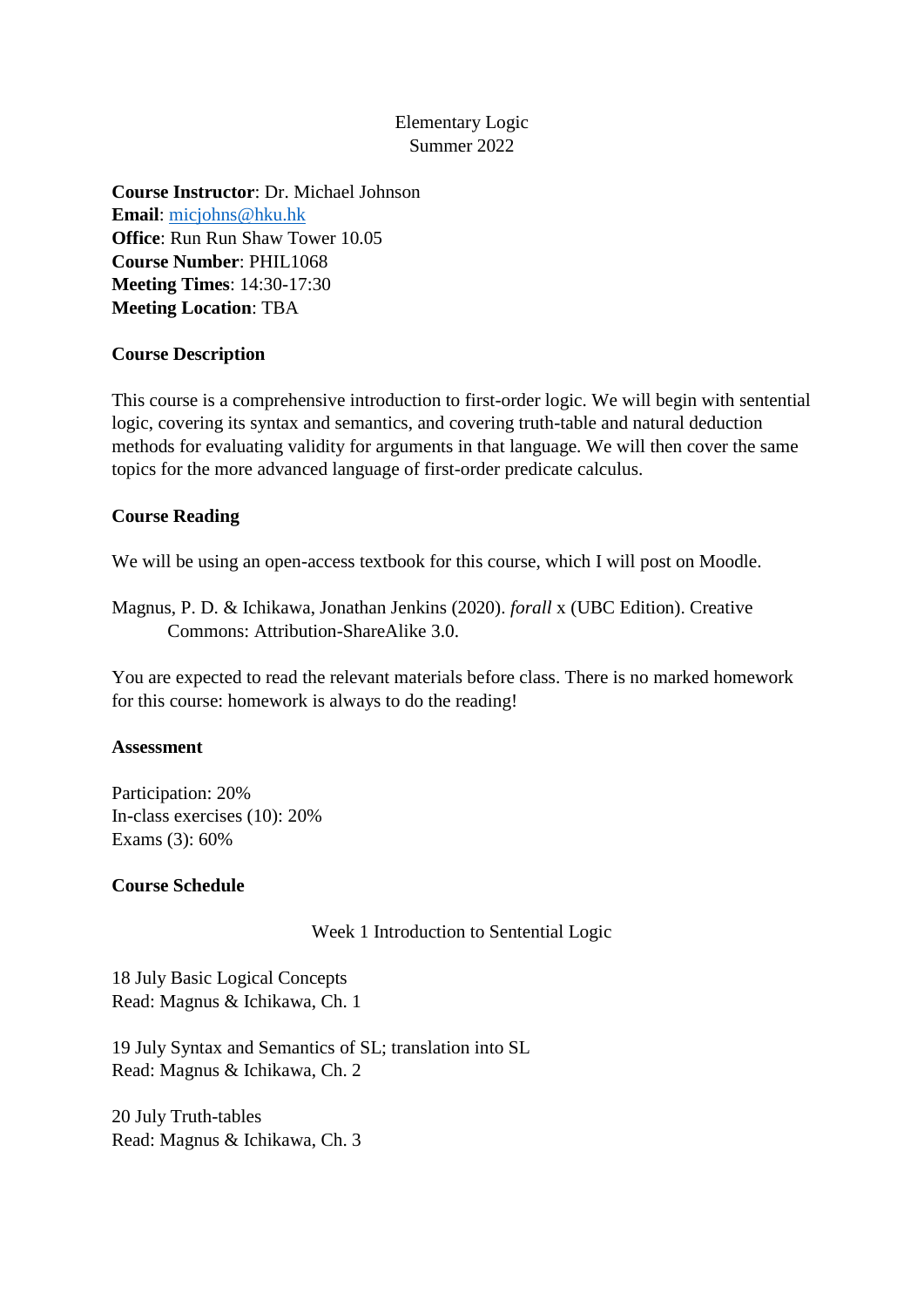# Elementary Logic
Summer 2022

**Course Instructor**: Dr. Michael Johnson
**Email**: micjohns@hku.hk
**Office**: Run Run Shaw Tower 10.05
**Course Number**: PHIL1068
**Meeting Times**: 14:30-17:30
**Meeting Location**: TBA

## Course Description

This course is a comprehensive introduction to first-order logic. We will begin with sentential logic, covering its syntax and semantics, and covering truth-table and natural deduction methods for evaluating validity for arguments in that language. We will then cover the same topics for the more advanced language of first-order predicate calculus.

## Course Reading

We will be using an open-access textbook for this course, which I will post on Moodle.

Magnus, P. D. & Ichikawa, Jonathan Jenkins (2020). *forall* x (UBC Edition). Creative Commons: Attribution-ShareAlike 3.0.

You are expected to read the relevant materials before class. There is no marked homework for this course: homework is always to do the reading!

## Assessment

Participation: 20%
In-class exercises (10): 20%
Exams (3): 60%

## Course Schedule

### Week 1 Introduction to Sentential Logic

18 July Basic Logical Concepts
Read: Magnus & Ichikawa, Ch. 1

19 July Syntax and Semantics of SL; translation into SL
Read: Magnus & Ichikawa, Ch. 2

20 July Truth-tables
Read: Magnus & Ichikawa, Ch. 3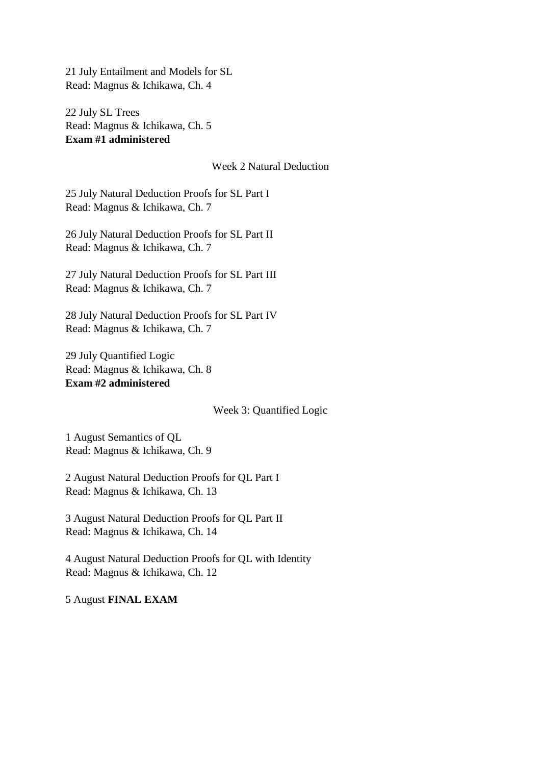21 July Entailment and Models for SL
Read: Magnus & Ichikawa, Ch. 4

22 July SL Trees
Read: Magnus & Ichikawa, Ch. 5
**Exam #1 administered**

## Week 2 Natural Deduction

25 July Natural Deduction Proofs for SL Part I
Read: Magnus & Ichikawa, Ch. 7

26 July Natural Deduction Proofs for SL Part II
Read: Magnus & Ichikawa, Ch. 7

27 July Natural Deduction Proofs for SL Part III
Read: Magnus & Ichikawa, Ch. 7

28 July Natural Deduction Proofs for SL Part IV
Read: Magnus & Ichikawa, Ch. 7

29 July Quantified Logic
Read: Magnus & Ichikawa, Ch. 8
**Exam #2 administered**

## Week 3: Quantified Logic

1 August Semantics of QL
Read: Magnus & Ichikawa, Ch. 9

2 August Natural Deduction Proofs for QL Part I
Read: Magnus & Ichikawa, Ch. 13

3 August Natural Deduction Proofs for QL Part II
Read: Magnus & Ichikawa, Ch. 14

4 August Natural Deduction Proofs for QL with Identity
Read: Magnus & Ichikawa, Ch. 12

5 August **FINAL EXAM**